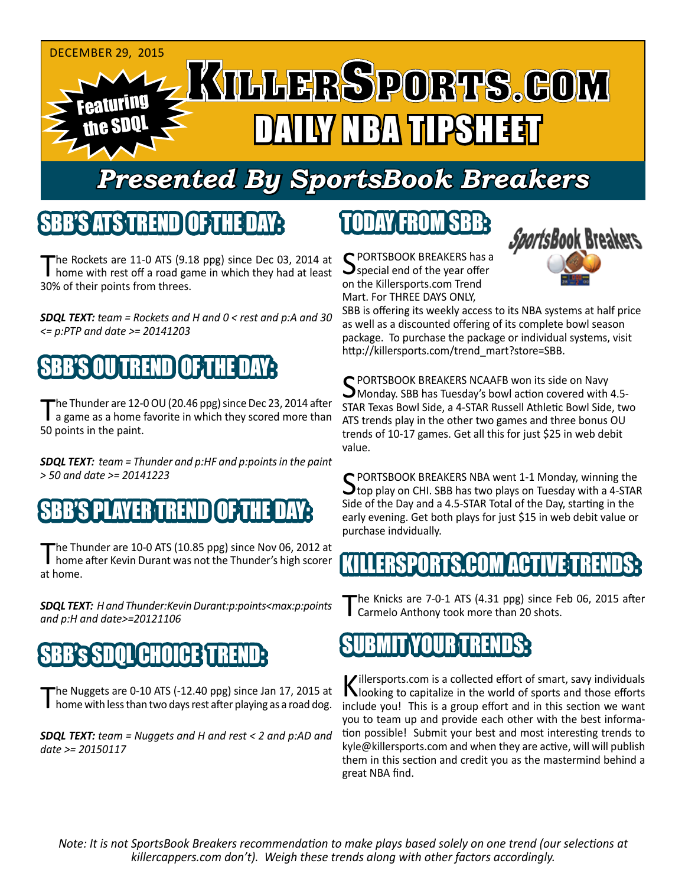DECEMBER 29, 2015

Featuring the SDQL

# KILLERSPORTS.COM DAILY NBA TIPSHEET

## Presented By SportsBook Breakers

## SBB'S ATS TREND OF THE DAY:

The Rockets are 11-0 ATS (9.18 ppg) since Dec 03, 2014 at home with rest off a road game in which they had at least 30% of their points from threes.

***SDQL TEXT:** team = Rockets and H and 0 < rest and p:A and 30 <= p:PTP and date >= 20141203*

## SBB'S OU TREND OF THE DAY:

The Thunder are 12-0 OU (20.46 ppg) since Dec 23, 2014 after a game as a home favorite in which they scored more than 50 points in the paint.

***SDQL TEXT:** team = Thunder and p:HF and p:points in the paint > 50 and date >= 20141223*

## SBB'S PLAYER TREND OF THE DAY:

The Thunder are 10-0 ATS (10.85 ppg) since Nov 06, 2012 at home after Kevin Durant was not the Thunder's high scorer at home.

***SDQL TEXT:** H and Thunder:Kevin Durant:p:points<max:p:points and p:H and date>=20121106*

## SBB's SDQL CHOICE TREND:

The Nuggets are 0-10 ATS (-12.40 ppg) since Jan 17, 2015 at home with less than two days rest after playing as a road dog.

***SDQL TEXT:** team = Nuggets and H and rest < 2 and p:AD and date >= 20150117*

## TODAY FROM SBB:

SportsBook Breakers

SPORTSBOOK BREAKERS has a special end of the year offer on the Killersports.com Trend Mart. For THREE DAYS ONLY, SBB is offering its weekly access to its NBA systems at half price as well as a discounted offering of its complete bowl season package. To purchase the package or individual systems, visit http://killersports.com/trend_mart?store=SBB.

SPORTSBOOK BREAKERS NCAAFB won its side on Navy Monday. SBB has Tuesday's bowl action covered with 4.5-STAR Texas Bowl Side, a 4-STAR Russell Athletic Bowl Side, two ATS trends play in the other two games and three bonus OU trends of 10-17 games. Get all this for just $25 in web debit value.

SPORTSBOOK BREAKERS NBA went 1-1 Monday, winning the top play on CHI. SBB has two plays on Tuesday with a 4-STAR Side of the Day and a 4.5-STAR Total of the Day, starting in the early evening. Get both plays for just $15 in web debit value or purchase indvidually.

## KILLERSPORTS.COM ACTIVE TRENDS:

The Knicks are 7-0-1 ATS (4.31 ppg) since Feb 06, 2015 after Carmelo Anthony took more than 20 shots.

## SUBMIT YOUR TRENDS:

Killersports.com is a collected effort of smart, savy individuals looking to capitalize in the world of sports and those efforts include you! This is a group effort and in this section we want you to team up and provide each other with the best information possible! Submit your best and most interesting trends to kyle@killersports.com and when they are active, will will publish them in this section and credit you as the mastermind behind a great NBA find.

*Note: It is not SportsBook Breakers recommendation to make plays based solely on one trend (our selections at killercappers.com don't). Weigh these trends along with other factors accordingly.*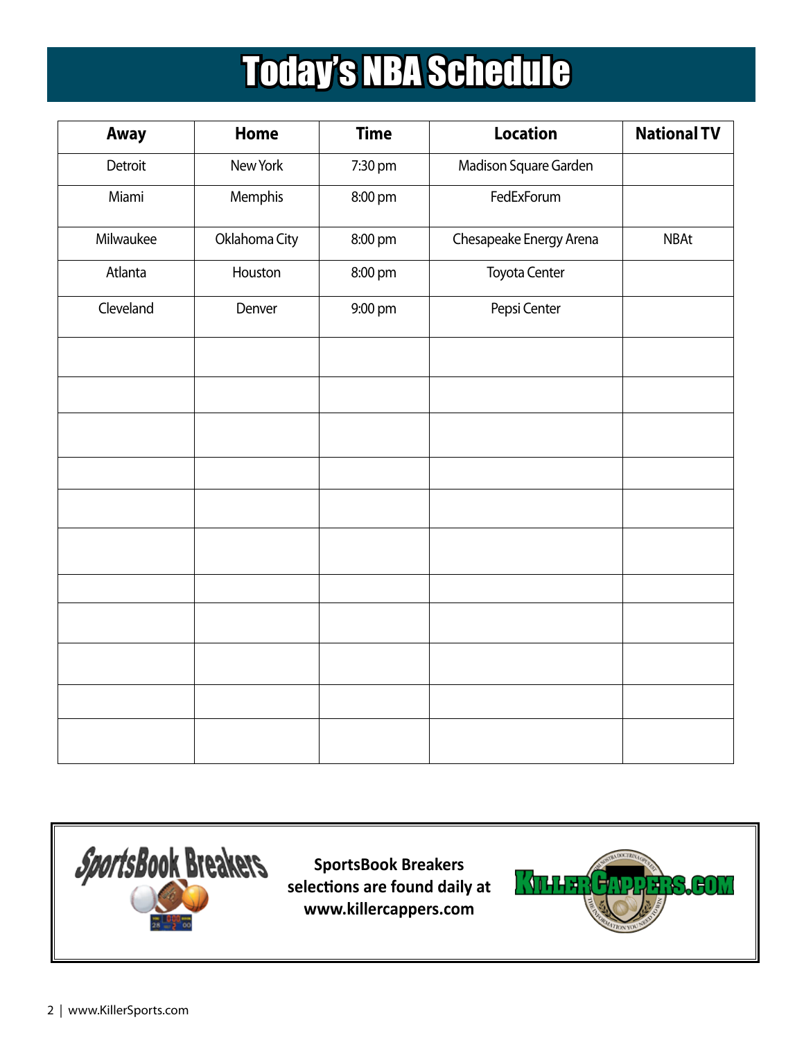# Today's NBA Schedule

| Away | Home | Time | Location | National TV |
|---|---|---|---|---|
| Detroit | New York | 7:30 pm | Madison Square Garden | |
| Miami | Memphis | 8:00 pm | FedExForum | |
| Milwaukee | Oklahoma City | 8:00 pm | Chesapeake Energy Arena | NBAt |
| Atlanta | Houston | 8:00 pm | Toyota Center | |
| Cleveland | Denver | 9:00 pm | Pepsi Center | |
| | | | | |
| | | | | |
| | | | | |
| | | | | |
| | | | | |
| | | | | |
| | | | | |
| | | | | |
| | | | | |
| | | | | |
| | | | | |

SportsBook Breakers

**SportsBook Breakers selections are found daily at www.killercappers.com**

KILLERCAPPERS.COM